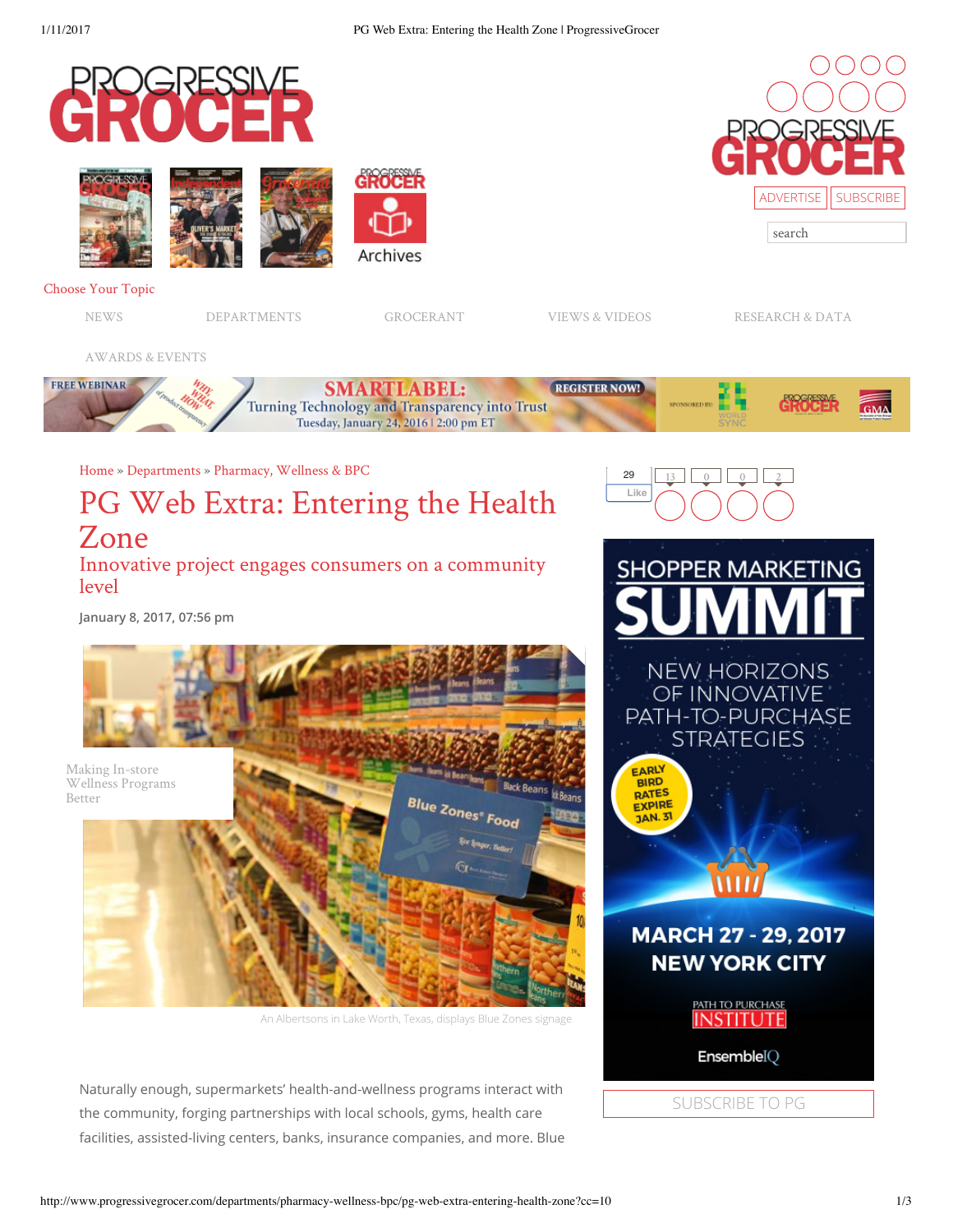Choose Your Topic

NEWS DEPARTMENTS GROCERANT VIEWS & VIDEOS RESEARCH & DATA AWARDS & EVENTS

Home » Departments » Pharmacy, Wellness & BPC

# PG Web Extra: Entering the Health Zone

## Innovative project engages consumers on a community level

January 8, 2017, 07:56 pm

Making In-store Wellness Programs Better

An Albertsons in Lake Worth, Texas, displays Blue Zones signage

Naturally enough, supermarkets' health-and-wellness programs interact with the community, forging partnerships with local schools, gyms, health care facilities, assisted-living centers, banks, insurance companies, and more. Blue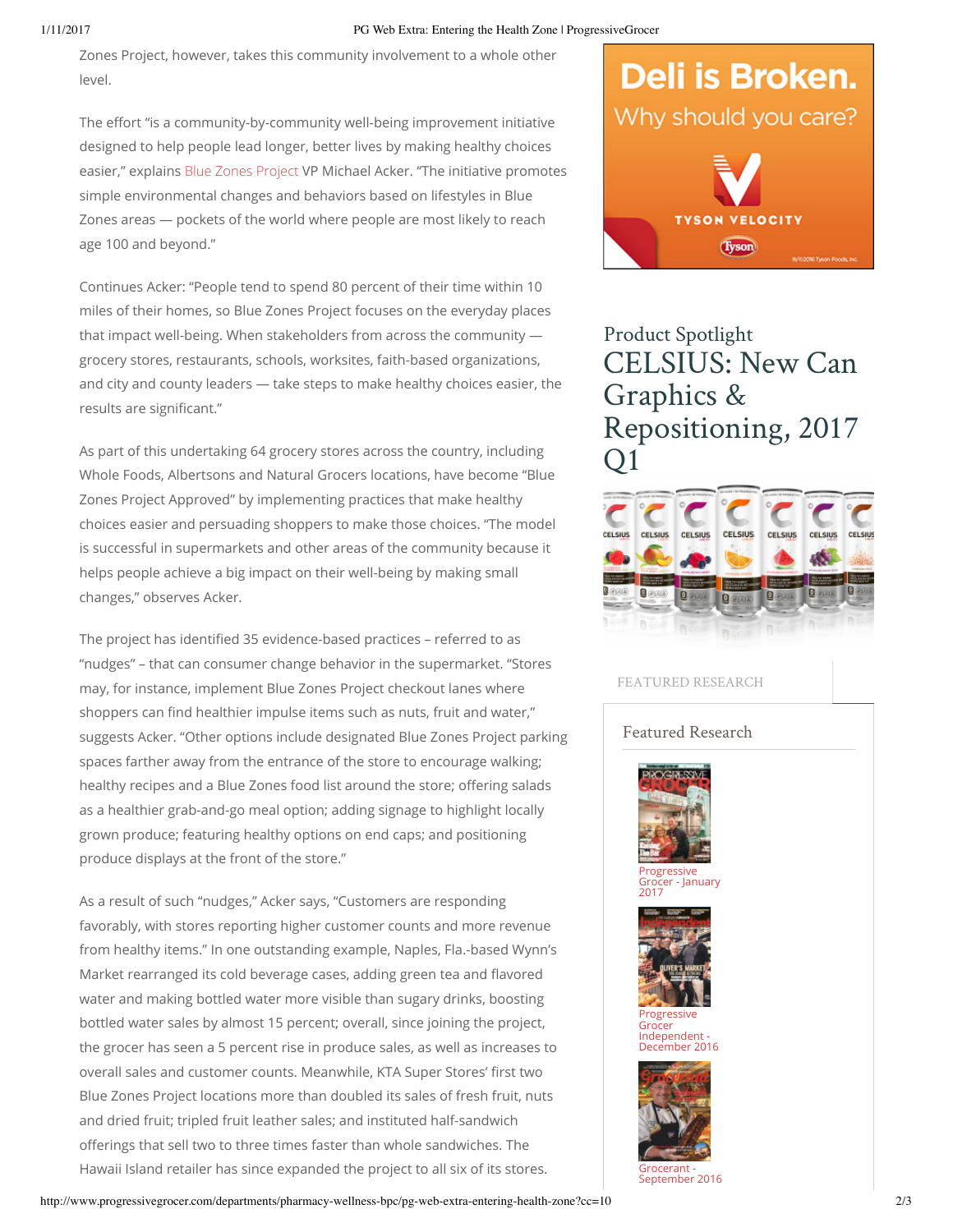Zones Project, however, takes this community involvement to a whole other level.

The effort "is a community-by-community well-being improvement initiative designed to help people lead longer, better lives by making healthy choices easier," explains Blue Zones Project VP Michael Acker. "The initiative promotes simple environmental changes and behaviors based on lifestyles in Blue Zones areas — pockets of the world where people are most likely to reach age 100 and beyond."

Continues Acker: "People tend to spend 80 percent of their time within 10 miles of their homes, so Blue Zones Project focuses on the everyday places that impact well-being. When stakeholders from across the community — grocery stores, restaurants, schools, worksites, faith-based organizations, and city and county leaders — take steps to make healthy choices easier, the results are significant."

As part of this undertaking 64 grocery stores across the country, including Whole Foods, Albertsons and Natural Grocers locations, have become "Blue Zones Project Approved" by implementing practices that make healthy choices easier and persuading shoppers to make those choices. "The model is successful in supermarkets and other areas of the community because it helps people achieve a big impact on their well-being by making small changes," observes Acker.

The project has identified 35 evidence-based practices – referred to as "nudges" – that can consumer change behavior in the supermarket. "Stores may, for instance, implement Blue Zones Project checkout lanes where shoppers can find healthier impulse items such as nuts, fruit and water," suggests Acker. "Other options include designated Blue Zones Project parking spaces farther away from the entrance of the store to encourage walking; healthy recipes and a Blue Zones food list around the store; offering salads as a healthier grab-and-go meal option; adding signage to highlight locally grown produce; featuring healthy options on end caps; and positioning produce displays at the front of the store."

As a result of such "nudges," Acker says, "Customers are responding favorably, with stores reporting higher customer counts and more revenue from healthy items." In one outstanding example, Naples, Fla.-based Wynn's Market rearranged its cold beverage cases, adding green tea and flavored water and making bottled water more visible than sugary drinks, boosting bottled water sales by almost 15 percent; overall, since joining the project, the grocer has seen a 5 percent rise in produce sales, as well as increases to overall sales and customer counts. Meanwhile, KTA Super Stores' first two Blue Zones Project locations more than doubled its sales of fresh fruit, nuts and dried fruit; tripled fruit leather sales; and instituted half-sandwich offerings that sell two to three times faster than whole sandwiches. The Hawaii Island retailer has since expanded the project to all six of its stores.

Deli is Broken. Why should you care? TYSON VELOCITY

Product Spotlight

CELSIUS: New Can Graphics & Repositioning, 2017 Q1

FEATURED RESEARCH

Featured Research

Progressive Grocer - January 2017

Progressive Grocer Independent - December 2016

Grocerant - September 2016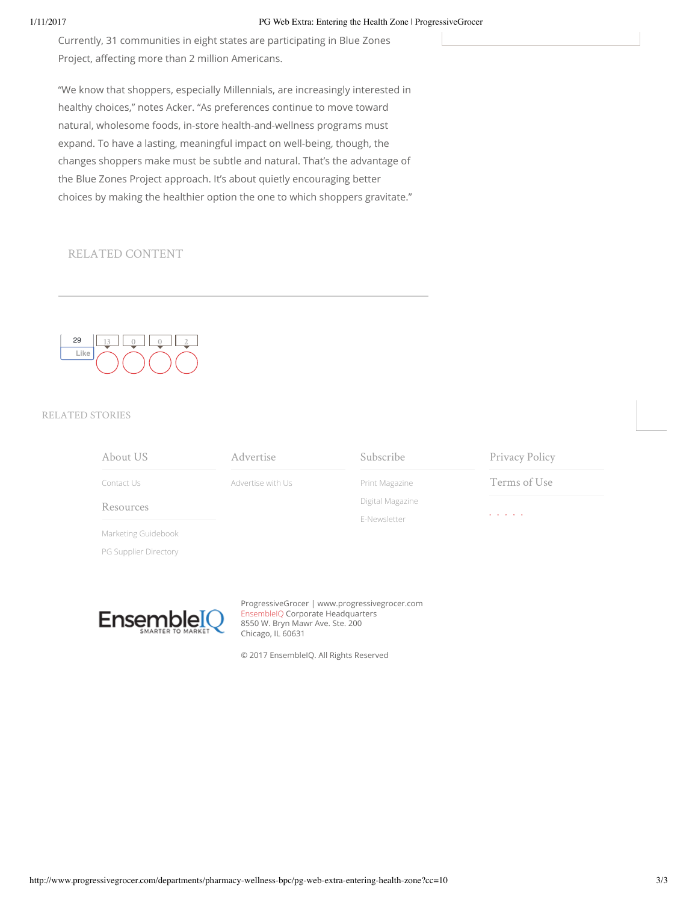Currently, 31 communities in eight states are participating in Blue Zones Project, affecting more than 2 million Americans.

"We know that shoppers, especially Millennials, are increasingly interested in healthy choices," notes Acker. "As preferences continue to move toward natural, wholesome foods, in-store health-and-wellness programs must expand. To have a lasting, meaningful impact on well-being, though, the changes shoppers make must be subtle and natural. That's the advantage of the Blue Zones Project approach. It's about quietly encouraging better choices by making the healthier option the one to which shoppers gravitate."

RELATED CONTENT

29 Like 13 0 0 2

RELATED STORIES

About US

Contact Us

Resources

Marketing Guidebook

PG Supplier Directory

Advertise

Advertise with Us

Subscribe

Print Magazine

Digital Magazine

E-Newsletter

Privacy Policy

Terms of Use

EnsembleIQ SMARTER TO MARKET

ProgressiveGrocer | www.progressivegrocer.com
EnsembleIQ Corporate Headquarters
8550 W. Bryn Mawr Ave. Ste. 200
Chicago, IL 60631

© 2017 EnsembleIQ. All Rights Reserved